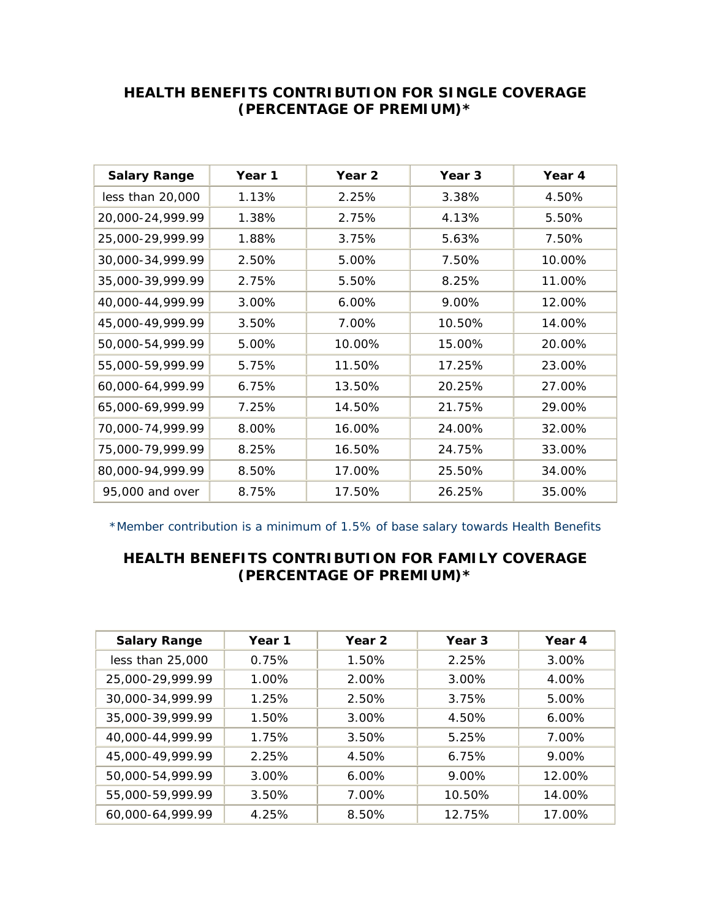## HEALTH BENEFITS CONTRIBUTION FOR SINGLE COVERAGE (PERCENTAGE OF PREMIUM)*

| Salary Range | Year 1 | Year 2 | Year 3 | Year 4 |
|---|---|---|---|---|
| less than 20,000 | 1.13% | 2.25% | 3.38% | 4.50% |
| 20,000-24,999.99 | 1.38% | 2.75% | 4.13% | 5.50% |
| 25,000-29,999.99 | 1.88% | 3.75% | 5.63% | 7.50% |
| 30,000-34,999.99 | 2.50% | 5.00% | 7.50% | 10.00% |
| 35,000-39,999.99 | 2.75% | 5.50% | 8.25% | 11.00% |
| 40,000-44,999.99 | 3.00% | 6.00% | 9.00% | 12.00% |
| 45,000-49,999.99 | 3.50% | 7.00% | 10.50% | 14.00% |
| 50,000-54,999.99 | 5.00% | 10.00% | 15.00% | 20.00% |
| 55,000-59,999.99 | 5.75% | 11.50% | 17.25% | 23.00% |
| 60,000-64,999.99 | 6.75% | 13.50% | 20.25% | 27.00% |
| 65,000-69,999.99 | 7.25% | 14.50% | 21.75% | 29.00% |
| 70,000-74,999.99 | 8.00% | 16.00% | 24.00% | 32.00% |
| 75,000-79,999.99 | 8.25% | 16.50% | 24.75% | 33.00% |
| 80,000-94,999.99 | 8.50% | 17.00% | 25.50% | 34.00% |
| 95,000 and over | 8.75% | 17.50% | 26.25% | 35.00% |

*Member contribution is a minimum of 1.5% of base salary towards Health Benefits

## HEALTH BENEFITS CONTRIBUTION FOR FAMILY COVERAGE (PERCENTAGE OF PREMIUM)*

| Salary Range | Year 1 | Year 2 | Year 3 | Year 4 |
|---|---|---|---|---|
| less than 25,000 | 0.75% | 1.50% | 2.25% | 3.00% |
| 25,000-29,999.99 | 1.00% | 2.00% | 3.00% | 4.00% |
| 30,000-34,999.99 | 1.25% | 2.50% | 3.75% | 5.00% |
| 35,000-39,999.99 | 1.50% | 3.00% | 4.50% | 6.00% |
| 40,000-44,999.99 | 1.75% | 3.50% | 5.25% | 7.00% |
| 45,000-49,999.99 | 2.25% | 4.50% | 6.75% | 9.00% |
| 50,000-54,999.99 | 3.00% | 6.00% | 9.00% | 12.00% |
| 55,000-59,999.99 | 3.50% | 7.00% | 10.50% | 14.00% |
| 60,000-64,999.99 | 4.25% | 8.50% | 12.75% | 17.00% |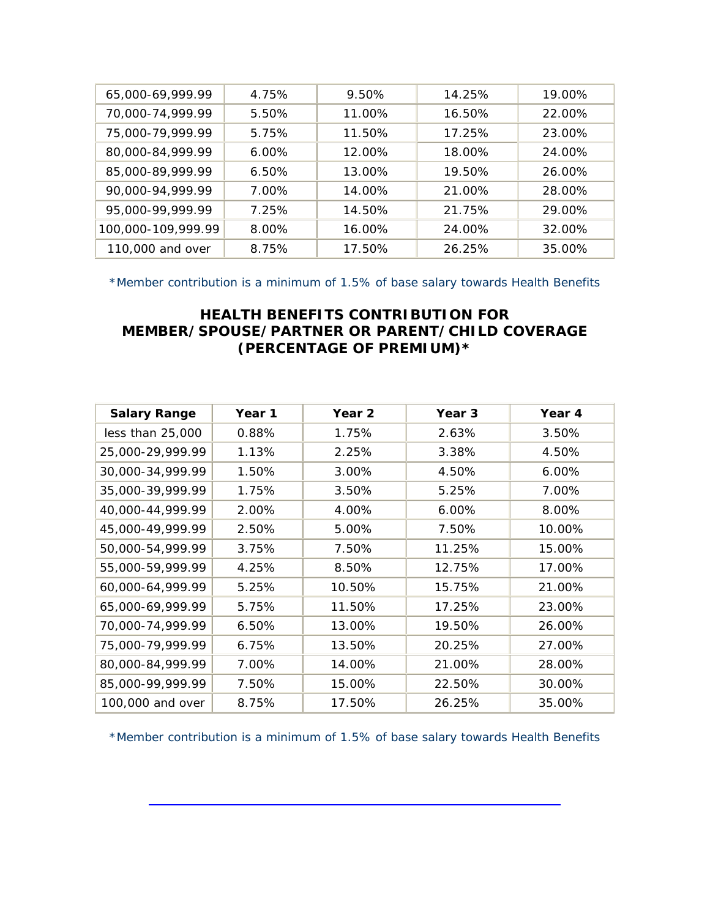| | | | | |
|---|---|---|---|---|
| 65,000-69,999.99 | 4.75% | 9.50% | 14.25% | 19.00% |
| 70,000-74,999.99 | 5.50% | 11.00% | 16.50% | 22.00% |
| 75,000-79,999.99 | 5.75% | 11.50% | 17.25% | 23.00% |
| 80,000-84,999.99 | 6.00% | 12.00% | 18.00% | 24.00% |
| 85,000-89,999.99 | 6.50% | 13.00% | 19.50% | 26.00% |
| 90,000-94,999.99 | 7.00% | 14.00% | 21.00% | 28.00% |
| 95,000-99,999.99 | 7.25% | 14.50% | 21.75% | 29.00% |
| 100,000-109,999.99 | 8.00% | 16.00% | 24.00% | 32.00% |
| 110,000 and over | 8.75% | 17.50% | 26.25% | 35.00% |

*Member contribution is a minimum of 1.5% of base salary towards Health Benefits

## HEALTH BENEFITS CONTRIBUTION FOR MEMBER/SPOUSE/PARTNER OR PARENT/CHILD COVERAGE (PERCENTAGE OF PREMIUM)*

| Salary Range | Year 1 | Year 2 | Year 3 | Year 4 |
|---|---|---|---|---|
| less than 25,000 | 0.88% | 1.75% | 2.63% | 3.50% |
| 25,000-29,999.99 | 1.13% | 2.25% | 3.38% | 4.50% |
| 30,000-34,999.99 | 1.50% | 3.00% | 4.50% | 6.00% |
| 35,000-39,999.99 | 1.75% | 3.50% | 5.25% | 7.00% |
| 40,000-44,999.99 | 2.00% | 4.00% | 6.00% | 8.00% |
| 45,000-49,999.99 | 2.50% | 5.00% | 7.50% | 10.00% |
| 50,000-54,999.99 | 3.75% | 7.50% | 11.25% | 15.00% |
| 55,000-59,999.99 | 4.25% | 8.50% | 12.75% | 17.00% |
| 60,000-64,999.99 | 5.25% | 10.50% | 15.75% | 21.00% |
| 65,000-69,999.99 | 5.75% | 11.50% | 17.25% | 23.00% |
| 70,000-74,999.99 | 6.50% | 13.00% | 19.50% | 26.00% |
| 75,000-79,999.99 | 6.75% | 13.50% | 20.25% | 27.00% |
| 80,000-84,999.99 | 7.00% | 14.00% | 21.00% | 28.00% |
| 85,000-99,999.99 | 7.50% | 15.00% | 22.50% | 30.00% |
| 100,000 and over | 8.75% | 17.50% | 26.25% | 35.00% |

*Member contribution is a minimum of 1.5% of base salary towards Health Benefits